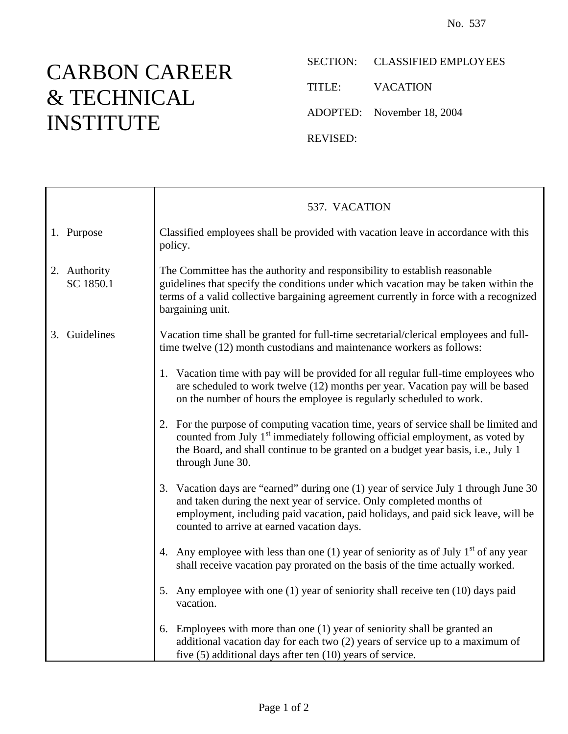No. 537

# CARBON CAREER & TECHNICAL INSTITUTE

SECTION: CLASSIFIED EMPLOYEES

TITLE: VACATION

ADOPTED: November 18, 2004

REVISED:

## 537. VACATION

**1. Purpose**

Classified employees shall be provided with vacation leave in accordance with this policy.

**2. Authority**
SC 1850.1

The Committee has the authority and responsibility to establish reasonable guidelines that specify the conditions under which vacation may be taken within the terms of a valid collective bargaining agreement currently in force with a recognized bargaining unit.

**3. Guidelines**

Vacation time shall be granted for full-time secretarial/clerical employees and full-time twelve (12) month custodians and maintenance workers as follows:

1. Vacation time with pay will be provided for all regular full-time employees who are scheduled to work twelve (12) months per year. Vacation pay will be based on the number of hours the employee is regularly scheduled to work.

2. For the purpose of computing vacation time, years of service shall be limited and counted from July 1st immediately following official employment, as voted by the Board, and shall continue to be granted on a budget year basis, i.e., July 1 through June 30.

3. Vacation days are "earned" during one (1) year of service July 1 through June 30 and taken during the next year of service. Only completed months of employment, including paid vacation, paid holidays, and paid sick leave, will be counted to arrive at earned vacation days.

4. Any employee with less than one (1) year of seniority as of July 1st of any year shall receive vacation pay prorated on the basis of the time actually worked.

5. Any employee with one (1) year of seniority shall receive ten (10) days paid vacation.

6. Employees with more than one (1) year of seniority shall be granted an additional vacation day for each two (2) years of service up to a maximum of five (5) additional days after ten (10) years of service.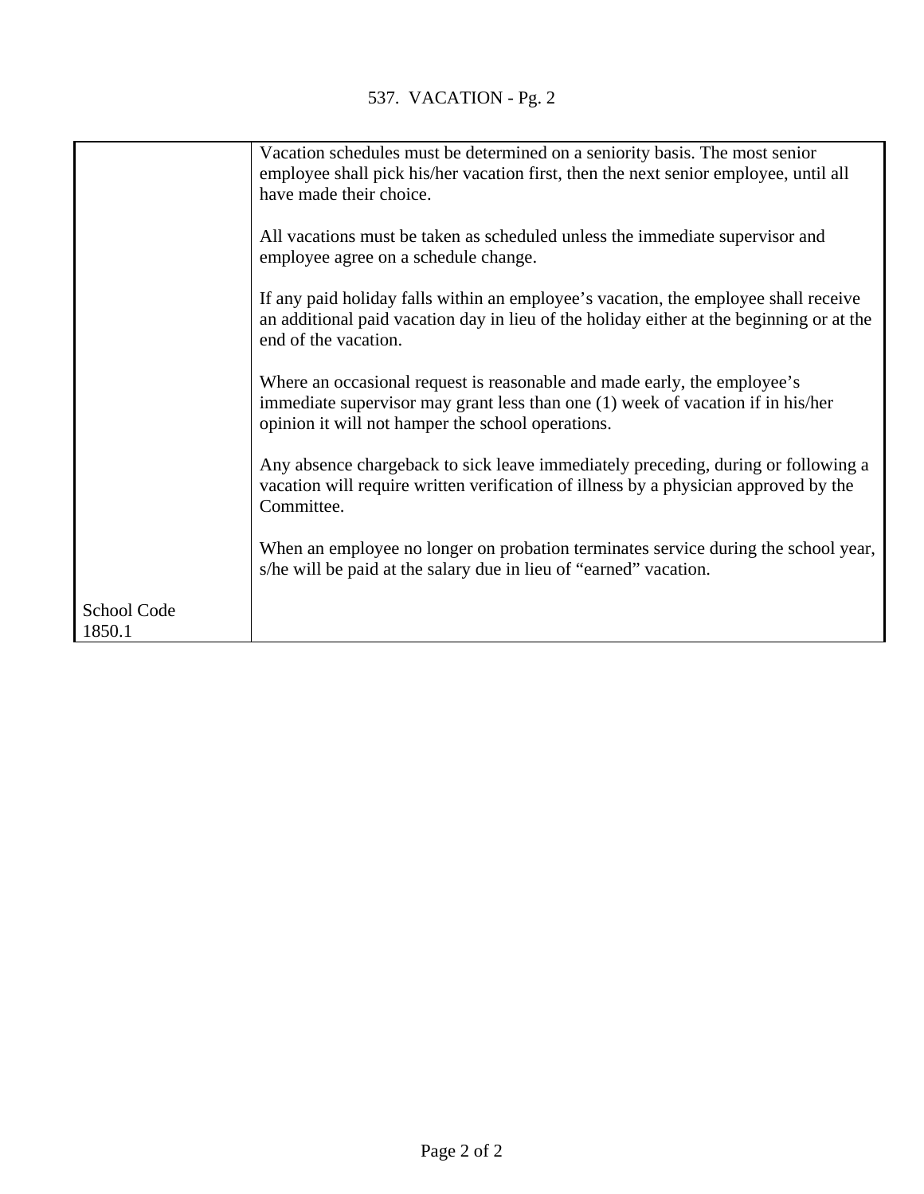# 537. VACATION - Pg. 2

| | |
|---|---|
| | Vacation schedules must be determined on a seniority basis. The most senior employee shall pick his/her vacation first, then the next senior employee, until all have made their choice.<br><br>All vacations must be taken as scheduled unless the immediate supervisor and employee agree on a schedule change.<br><br>If any paid holiday falls within an employee's vacation, the employee shall receive an additional paid vacation day in lieu of the holiday either at the beginning or at the end of the vacation.<br><br>Where an occasional request is reasonable and made early, the employee's immediate supervisor may grant less than one (1) week of vacation if in his/her opinion it will not hamper the school operations.<br><br>Any absence chargeback to sick leave immediately preceding, during or following a vacation will require written verification of illness by a physician approved by the Committee.<br><br>When an employee no longer on probation terminates service during the school year, s/he will be paid at the salary due in lieu of "earned" vacation. |
| School Code 1850.1 | |